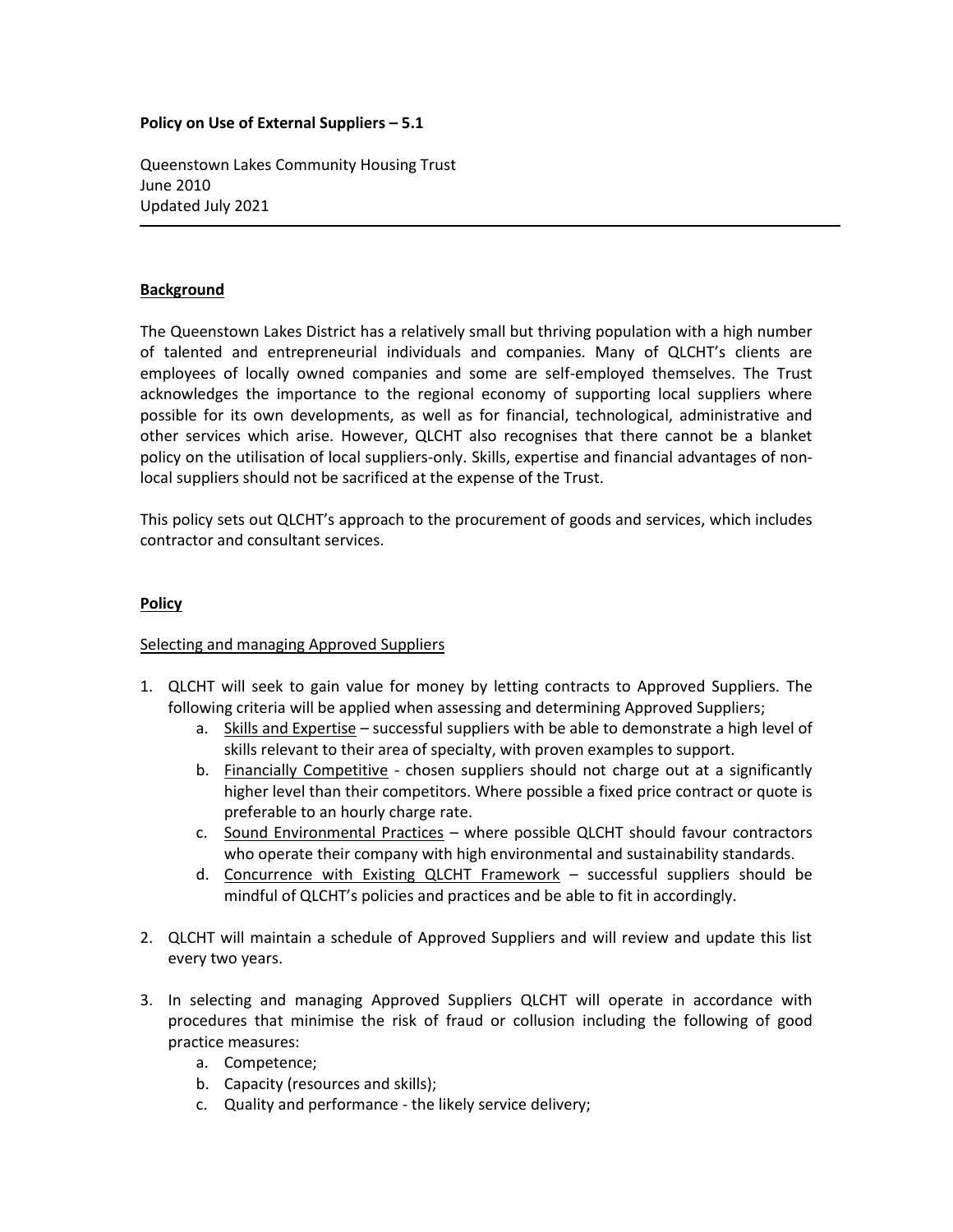**Policy on Use of External Suppliers – 5.1**

Queenstown Lakes Community Housing Trust
June 2010
Updated July 2021

---

**Background**

The Queenstown Lakes District has a relatively small but thriving population with a high number of talented and entrepreneurial individuals and companies. Many of QLCHT's clients are employees of locally owned companies and some are self-employed themselves. The Trust acknowledges the importance to the regional economy of supporting local suppliers where possible for its own developments, as well as for financial, technological, administrative and other services which arise. However, QLCHT also recognises that there cannot be a blanket policy on the utilisation of local suppliers-only. Skills, expertise and financial advantages of non-local suppliers should not be sacrificed at the expense of the Trust.

This policy sets out QLCHT's approach to the procurement of goods and services, which includes contractor and consultant services.

**Policy**

Selecting and managing Approved Suppliers

1. QLCHT will seek to gain value for money by letting contracts to Approved Suppliers. The following criteria will be applied when assessing and determining Approved Suppliers;
   a. Skills and Expertise – successful suppliers with be able to demonstrate a high level of skills relevant to their area of specialty, with proven examples to support.
   b. Financially Competitive - chosen suppliers should not charge out at a significantly higher level than their competitors. Where possible a fixed price contract or quote is preferable to an hourly charge rate.
   c. Sound Environmental Practices – where possible QLCHT should favour contractors who operate their company with high environmental and sustainability standards.
   d. Concurrence with Existing QLCHT Framework – successful suppliers should be mindful of QLCHT's policies and practices and be able to fit in accordingly.

2. QLCHT will maintain a schedule of Approved Suppliers and will review and update this list every two years.

3. In selecting and managing Approved Suppliers QLCHT will operate in accordance with procedures that minimise the risk of fraud or collusion including the following of good practice measures:
   a. Competence;
   b. Capacity (resources and skills);
   c. Quality and performance - the likely service delivery;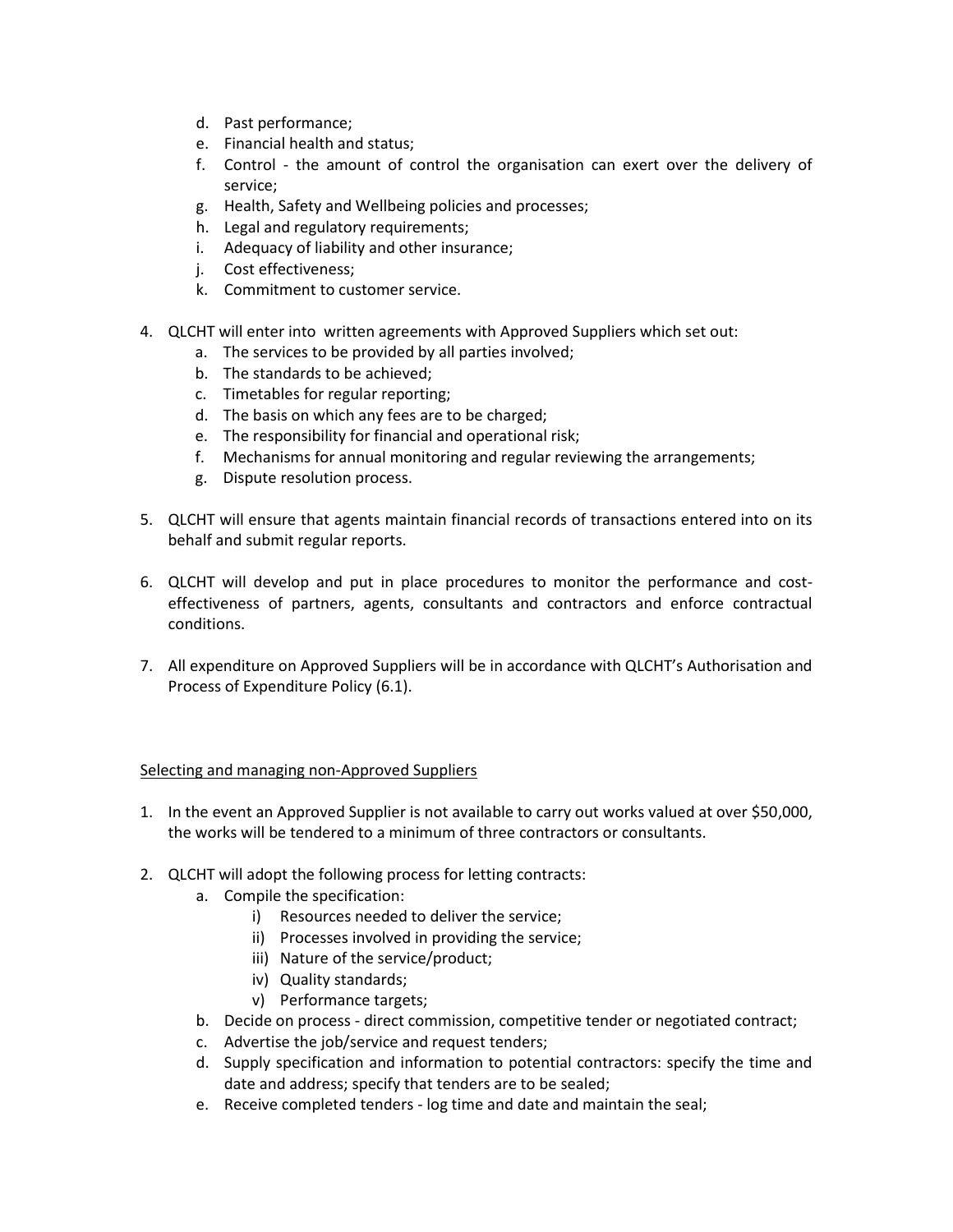d. Past performance;
   e. Financial health and status;
   f. Control - the amount of control the organisation can exert over the delivery of service;
   g. Health, Safety and Wellbeing policies and processes;
   h. Legal and regulatory requirements;
   i. Adequacy of liability and other insurance;
   j. Cost effectiveness;
   k. Commitment to customer service.

4. QLCHT will enter into written agreements with Approved Suppliers which set out:
   a. The services to be provided by all parties involved;
   b. The standards to be achieved;
   c. Timetables for regular reporting;
   d. The basis on which any fees are to be charged;
   e. The responsibility for financial and operational risk;
   f. Mechanisms for annual monitoring and regular reviewing the arrangements;
   g. Dispute resolution process.

5. QLCHT will ensure that agents maintain financial records of transactions entered into on its behalf and submit regular reports.

6. QLCHT will develop and put in place procedures to monitor the performance and cost-effectiveness of partners, agents, consultants and contractors and enforce contractual conditions.

7. All expenditure on Approved Suppliers will be in accordance with QLCHT's Authorisation and Process of Expenditure Policy (6.1).

<u>Selecting and managing non-Approved Suppliers</u>

1. In the event an Approved Supplier is not available to carry out works valued at over $50,000, the works will be tendered to a minimum of three contractors or consultants.

2. QLCHT will adopt the following process for letting contracts:
   a. Compile the specification:
      i) Resources needed to deliver the service;
      ii) Processes involved in providing the service;
      iii) Nature of the service/product;
      iv) Quality standards;
      v) Performance targets;
   b. Decide on process - direct commission, competitive tender or negotiated contract;
   c. Advertise the job/service and request tenders;
   d. Supply specification and information to potential contractors: specify the time and date and address; specify that tenders are to be sealed;
   e. Receive completed tenders - log time and date and maintain the seal;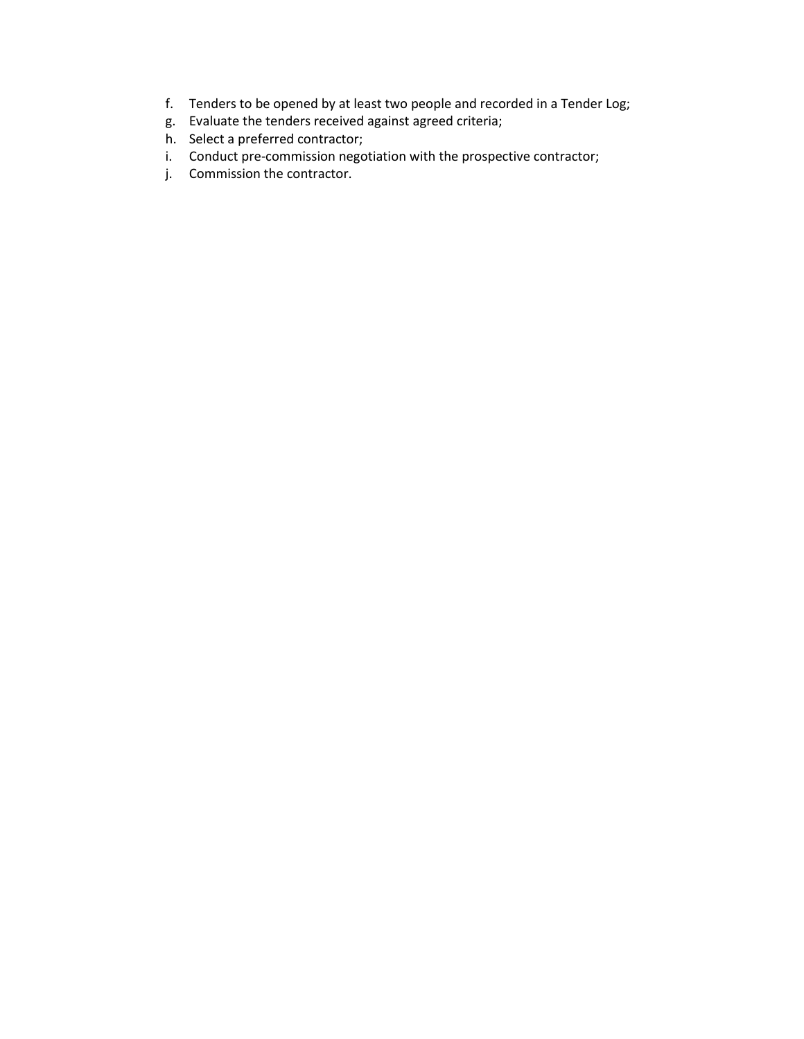f. Tenders to be opened by at least two people and recorded in a Tender Log;
g. Evaluate the tenders received against agreed criteria;
h. Select a preferred contractor;
i. Conduct pre-commission negotiation with the prospective contractor;
j. Commission the contractor.